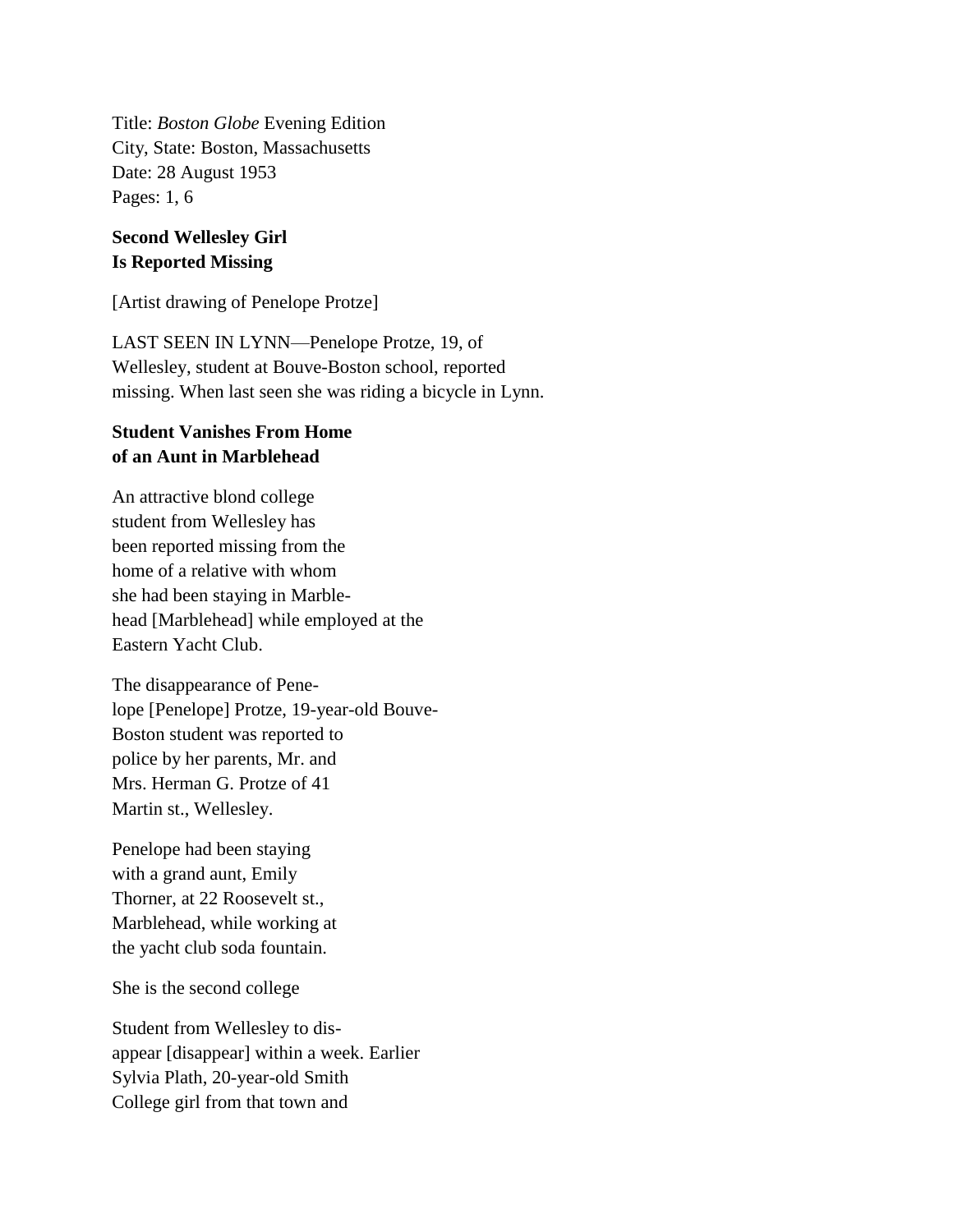Title: *Boston Globe* Evening Edition
City, State: Boston, Massachusetts
Date: 28 August 1953
Pages: 1, 6

**Second Wellesley Girl**
**Is Reported Missing**

[Artist drawing of Penelope Protze]

LAST SEEN IN LYNN—Penelope Protze, 19, of Wellesley, student at Bouve-Boston school, reported missing. When last seen she was riding a bicycle in Lynn.

**Student Vanishes From Home**
**of an Aunt in Marblehead**

An attractive blond college student from Wellesley has been reported missing from the home of a relative with whom she had been staying in Marble-head [Marblehead] while employed at the Eastern Yacht Club.

The disappearance of Pene-lope [Penelope] Protze, 19-year-old Bouve-Boston student was reported to police by her parents, Mr. and Mrs. Herman G. Protze of 41 Martin st., Wellesley.

Penelope had been staying with a grand aunt, Emily Thorner, at 22 Roosevelt st., Marblehead, while working at the yacht club soda fountain.

She is the second college

Student from Wellesley to dis-appear [disappear] within a week. Earlier Sylvia Plath, 20-year-old Smith College girl from that town and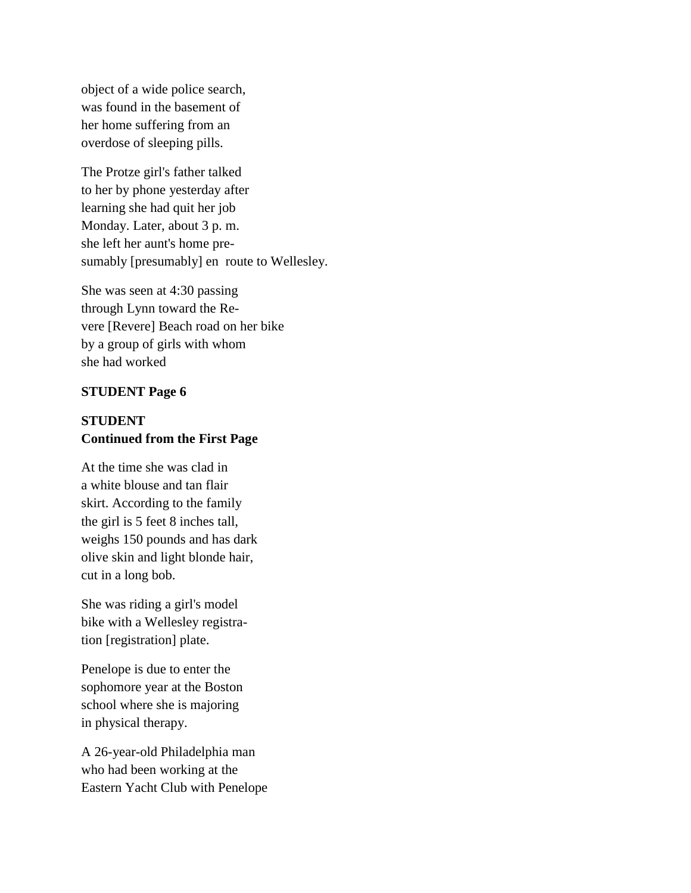object of a wide police search,
was found in the basement of
her home suffering from an
overdose of sleeping pills.

The Protze girl's father talked
to her by phone yesterday after
learning she had quit her job
Monday. Later, about 3 p. m.
she left her aunt's home pre-
sumably [presumably] en  route to Wellesley.

She was seen at 4:30 passing
through Lynn toward the Re-
vere [Revere] Beach road on her bike
by a group of girls with whom
she had worked

**STUDENT Page 6**

**STUDENT**
**Continued from the First Page**

At the time she was clad in
a white blouse and tan flair
skirt. According to the family
the girl is 5 feet 8 inches tall,
weighs 150 pounds and has dark
olive skin and light blonde hair,
cut in a long bob.

She was riding a girl's model
bike with a Wellesley registra-
tion [registration] plate.

Penelope is due to enter the
sophomore year at the Boston
school where she is majoring
in physical therapy.

A 26-year-old Philadelphia man
who had been working at the
Eastern Yacht Club with Penelope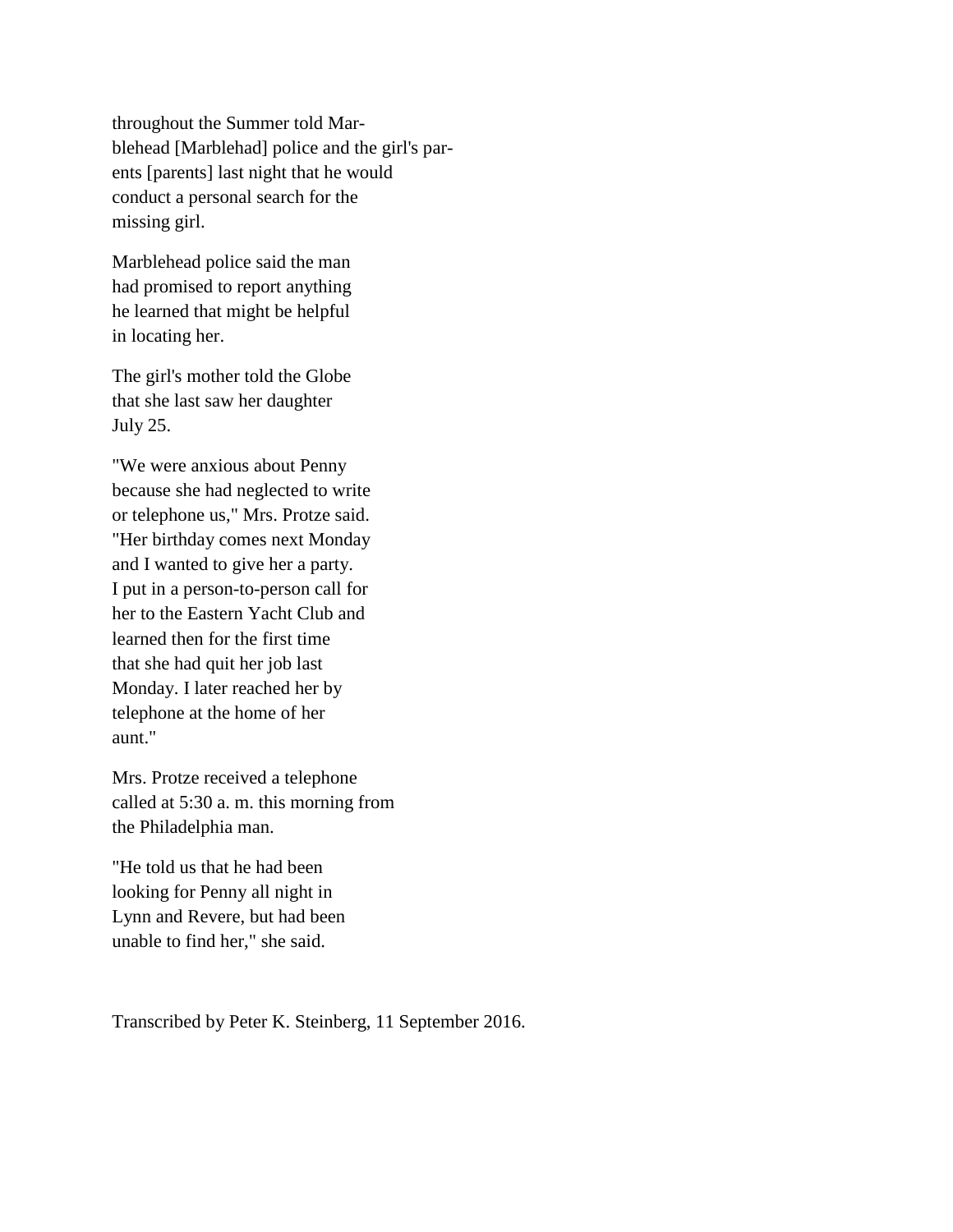throughout the Summer told Mar-
blehead [Marblehad] police and the girl's par-
ents [parents] last night that he would
conduct a personal search for the
missing girl.

Marblehead police said the man
had promised to report anything
he learned that might be helpful
in locating her.

The girl's mother told the Globe
that she last saw her daughter
July 25.

"We were anxious about Penny
because she had neglected to write
or telephone us," Mrs. Protze said.
"Her birthday comes next Monday
and I wanted to give her a party.
I put in a person-to-person call for
her to the Eastern Yacht Club and
learned then for the first time
that she had quit her job last
Monday. I later reached her by
telephone at the home of her
aunt."

Mrs. Protze received a telephone
called at 5:30 a. m. this morning from
the Philadelphia man.

"He told us that he had been
looking for Penny all night in
Lynn and Revere, but had been
unable to find her," she said.

Transcribed by Peter K. Steinberg, 11 September 2016.